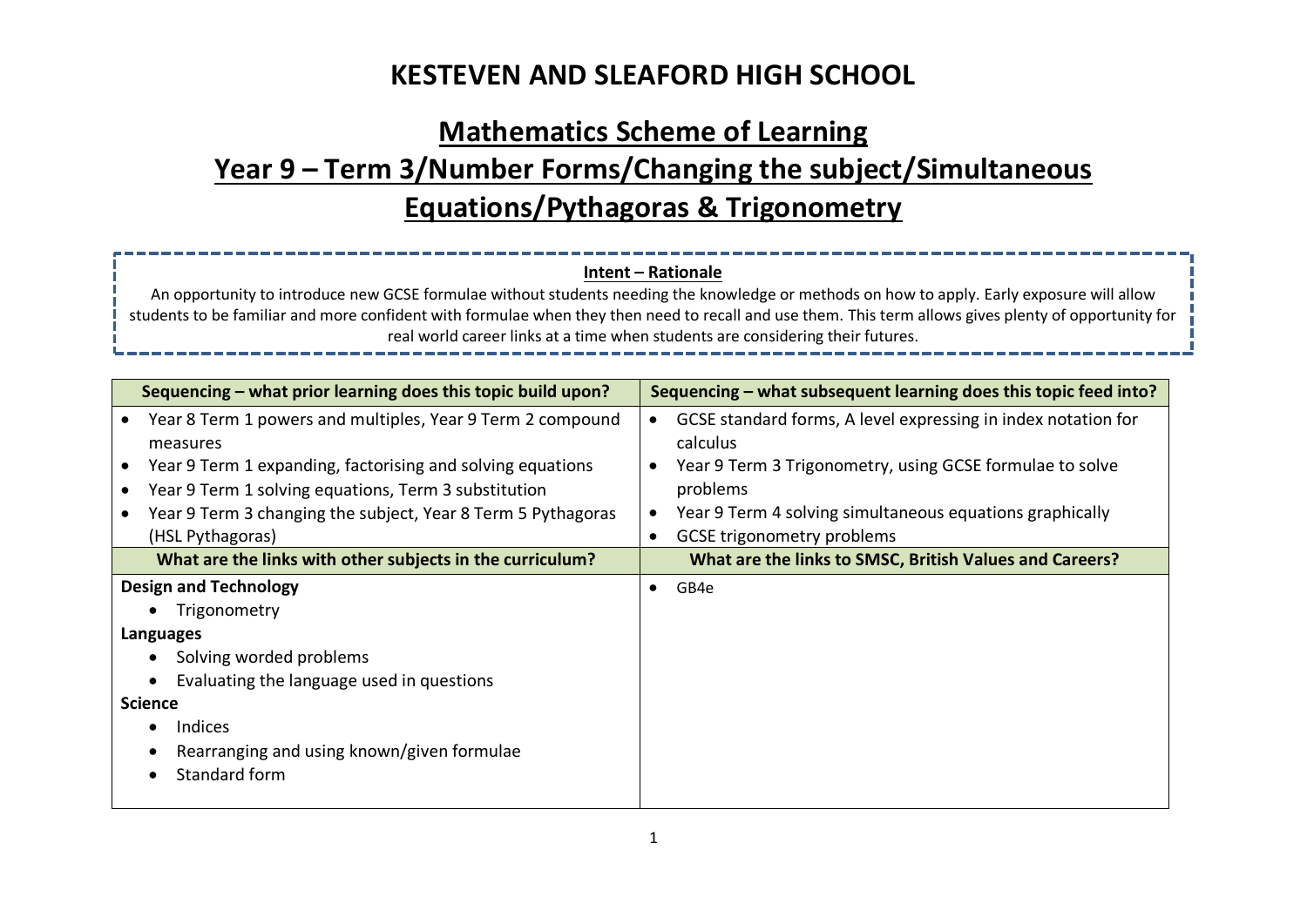# KESTEVEN AND SLEAFORD HIGH SCHOOL

## Mathematics Scheme of Learning

## Year 9 – Term 3/Number Forms/Changing the subject/Simultaneous Equations/Pythagoras & Trigonometry

**Intent – Rationale**

An opportunity to introduce new GCSE formulae without students needing the knowledge or methods on how to apply. Early exposure will allow students to be familiar and more confident with formulae when they then need to recall and use them. This term allows gives plenty of opportunity for real world career links at a time when students are considering their futures.

| Sequencing – what prior learning does this topic build upon? | Sequencing – what subsequent learning does this topic feed into? |
|---|---|
| • Year 8 Term 1 powers and multiples, Year 9 Term 2 compound measures<br>• Year 9 Term 1 expanding, factorising and solving equations<br>• Year 9 Term 1 solving equations, Term 3 substitution<br>• Year 9 Term 3 changing the subject, Year 8 Term 5 Pythagoras (HSL Pythagoras) | • GCSE standard forms, A level expressing in index notation for calculus<br>• Year 9 Term 3 Trigonometry, using GCSE formulae to solve problems<br>• Year 9 Term 4 solving simultaneous equations graphically<br>• GCSE trigonometry problems |
| **What are the links with other subjects in the curriculum?** | **What are the links to SMSC, British Values and Careers?** |
| **Design and Technology**<br>• Trigonometry<br>**Languages**<br>• Solving worded problems<br>• Evaluating the language used in questions<br>**Science**<br>• Indices<br>• Rearranging and using known/given formulae<br>• Standard form | • GB4e |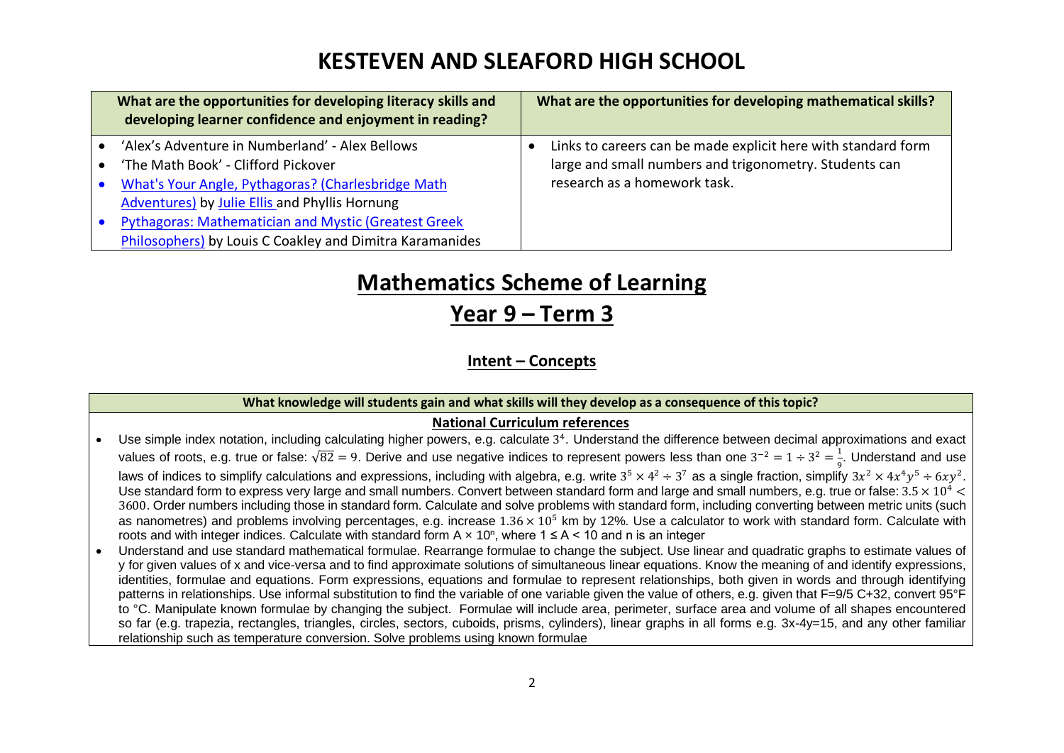# KESTEVEN AND SLEAFORD HIGH SCHOOL

| What are the opportunities for developing literacy skills and developing learner confidence and enjoyment in reading? | What are the opportunities for developing mathematical skills? |
| --- | --- |
| • 'Alex's Adventure in Numberland' - Alex Bellows<br>• 'The Math Book' - Clifford Pickover<br>• What's Your Angle, Pythagoras? (Charlesbridge Math Adventures) by Julie Ellis and Phyllis Hornung<br>• Pythagoras: Mathematician and Mystic (Greatest Greek Philosophers) by Louis C Coakley and Dimitra Karamanides | • Links to careers can be made explicit here with standard form large and small numbers and trigonometry. Students can research as a homework task. |

# Mathematics Scheme of Learning

## Year 9 – Term 3

### Intent – Concepts

**What knowledge will students gain and what skills will they develop as a consequence of this topic?**

**National Curriculum references**

- Use simple index notation, including calculating higher powers, e.g. calculate $3^4$. Understand the difference between decimal approximations and exact values of roots, e.g. true or false: $\sqrt{82} = 9$. Derive and use negative indices to represent powers less than one $3^{-2} = 1 \div 3^2 = \frac{1}{9}$. Understand and use laws of indices to simplify calculations and expressions, including with algebra, e.g. write $3^5 \times 4^2 \div 3^7$ as a single fraction, simplify $3x^2 \times 4x^4y^5 \div 6xy^2$. Use standard form to express very large and small numbers. Convert between standard form and large and small numbers, e.g. true or false: $3.5 \times 10^4 < 3600$. Order numbers including those in standard form. Calculate and solve problems with standard form, including converting between metric units (such as nanometres) and problems involving percentages, e.g. increase $1.36 \times 10^5$ km by 12%. Use a calculator to work with standard form. Calculate with roots and with integer indices. Calculate with standard form $A \times 10^n$, where $1 \leq A < 10$ and n is an integer
- Understand and use standard mathematical formulae. Rearrange formulae to change the subject. Use linear and quadratic graphs to estimate values of y for given values of x and vice-versa and to find approximate solutions of simultaneous linear equations. Know the meaning of and identify expressions, identities, formulae and equations. Form expressions, equations and formulae to represent relationships, both given in words and through identifying patterns in relationships. Use informal substitution to find the variable of one variable given the value of others, e.g. given that F=9/5 C+32, convert 95°F to °C. Manipulate known formulae by changing the subject. Formulae will include area, perimeter, surface area and volume of all shapes encountered so far (e.g. trapezia, rectangles, triangles, circles, sectors, cuboids, prisms, cylinders), linear graphs in all forms e.g. 3x-4y=15, and any other familiar relationship such as temperature conversion. Solve problems using known formulae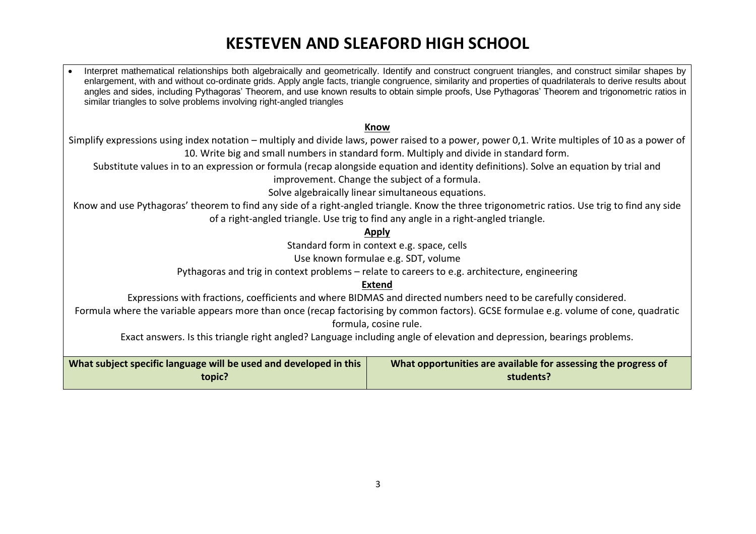# KESTEVEN AND SLEAFORD HIGH SCHOOL

- Interpret mathematical relationships both algebraically and geometrically. Identify and construct congruent triangles, and construct similar shapes by enlargement, with and without co-ordinate grids. Apply angle facts, triangle congruence, similarity and properties of quadrilaterals to derive results about angles and sides, including Pythagoras' Theorem, and use known results to obtain simple proofs, Use Pythagoras' Theorem and trigonometric ratios in similar triangles to solve problems involving right-angled triangles

**Know**

Simplify expressions using index notation – multiply and divide laws, power raised to a power, power 0,1. Write multiples of 10 as a power of 10. Write big and small numbers in standard form. Multiply and divide in standard form.

Substitute values in to an expression or formula (recap alongside equation and identity definitions). Solve an equation by trial and improvement. Change the subject of a formula.

Solve algebraically linear simultaneous equations.

Know and use Pythagoras' theorem to find any side of a right-angled triangle. Know the three trigonometric ratios. Use trig to find any side of a right-angled triangle. Use trig to find any angle in a right-angled triangle.

**Apply**

Standard form in context e.g. space, cells

Use known formulae e.g. SDT, volume

Pythagoras and trig in context problems – relate to careers to e.g. architecture, engineering

**Extend**

Expressions with fractions, coefficients and where BIDMAS and directed numbers need to be carefully considered.

Formula where the variable appears more than once (recap factorising by common factors). GCSE formulae e.g. volume of cone, quadratic formula, cosine rule.

Exact answers. Is this triangle right angled? Language including angle of elevation and depression, bearings problems.

| What subject specific language will be used and developed in this topic? | What opportunities are available for assessing the progress of students? |
|---|---|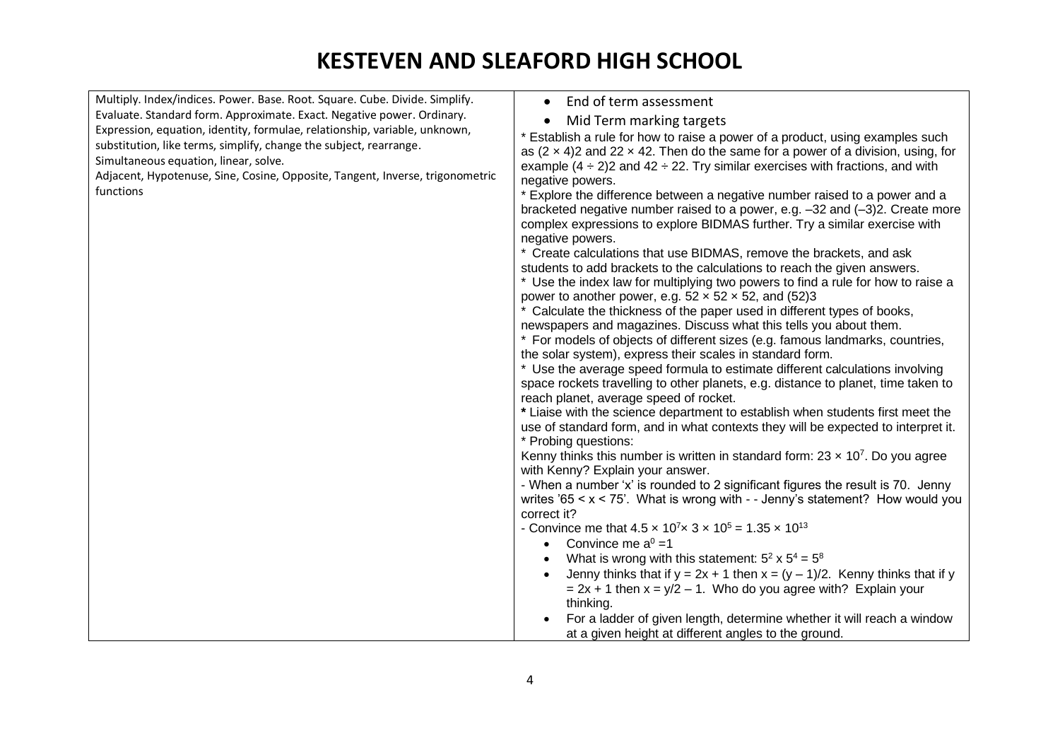# KESTEVEN AND SLEAFORD HIGH SCHOOL

| | |
|---|---|
| Multiply. Index/indices. Power. Base. Root. Square. Cube. Divide. Simplify. Evaluate. Standard form. Approximate. Exact. Negative power. Ordinary. Expression, equation, identity, formulae, relationship, variable, unknown, substitution, like terms, simplify, change the subject, rearrange.<br>Simultaneous equation, linear, solve.<br>Adjacent, Hypotenuse, Sine, Cosine, Opposite, Tangent, Inverse, trigonometric functions | • End of term assessment<br>• Mid Term marking targets<br>* Establish a rule for how to raise a power of a product, using examples such as (2 × 4)2 and 22 × 42. Then do the same for a power of a division, using, for example (4 ÷ 2)2 and 42 ÷ 22. Try similar exercises with fractions, and with negative powers.<br>* Explore the difference between a negative number raised to a power and a bracketed negative number raised to a power, e.g. –32 and (–3)2. Create more complex expressions to explore BIDMAS further. Try a similar exercise with negative powers.<br>* Create calculations that use BIDMAS, remove the brackets, and ask students to add brackets to the calculations to reach the given answers.<br>* Use the index law for multiplying two powers to find a rule for how to raise a power to another power, e.g. 52 × 52 × 52, and (52)3<br>* Calculate the thickness of the paper used in different types of books, newspapers and magazines. Discuss what this tells you about them.<br>* For models of objects of different sizes (e.g. famous landmarks, countries, the solar system), express their scales in standard form.<br>* Use the average speed formula to estimate different calculations involving space rockets travelling to other planets, e.g. distance to planet, time taken to reach planet, average speed of rocket.<br>**\*** Liaise with the science department to establish when students first meet the use of standard form, and in what contexts they will be expected to interpret it.<br>* Probing questions:<br>Kenny thinks this number is written in standard form: $23 \times 10^7$. Do you agree with Kenny? Explain your answer.<br>- When a number 'x' is rounded to 2 significant figures the result is 70. Jenny writes '65 < x < 75'. What is wrong with - - Jenny's statement? How would you correct it?<br>- Convince me that $4.5 \times 10^7 \times 3 \times 10^5 = 1.35 \times 10^{13}$<br>• Convince me $a^0 = 1$<br>• What is wrong with this statement: $5^2 \times 5^4 = 5^8$<br>• Jenny thinks that if y = 2x + 1 then x = (y – 1)/2. Kenny thinks that if y = 2x + 1 then x = y/2 – 1. Who do you agree with? Explain your thinking.<br>• For a ladder of given length, determine whether it will reach a window at a given height at different angles to the ground. |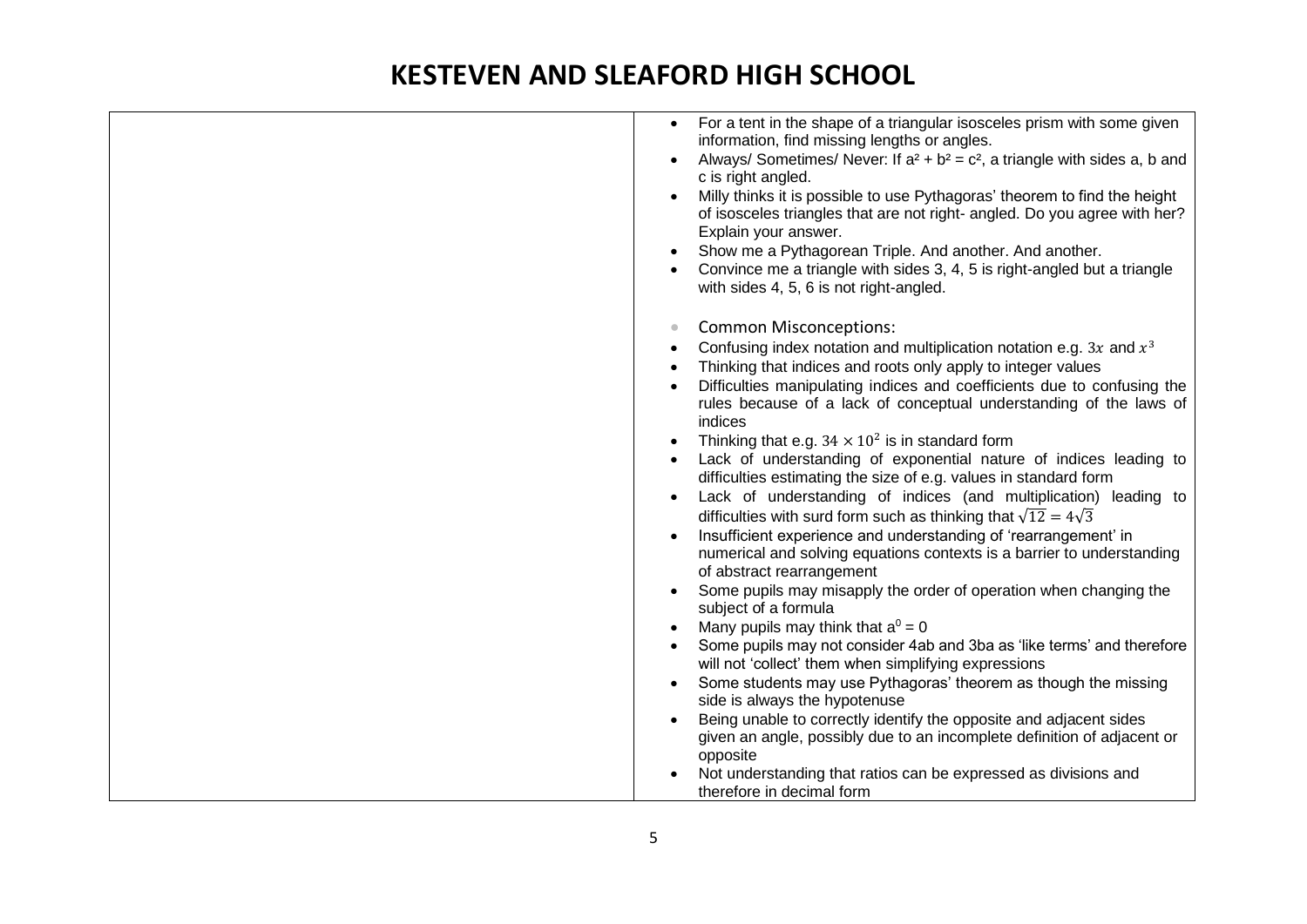| | |
|---|---|
| | <ul><li>For a tent in the shape of a triangular isosceles prism with some given information, find missing lengths or angles.</li><li>Always/ Sometimes/ Never: If $a^2 + b^2 = c^2$, a triangle with sides a, b and c is right angled.</li><li>Milly thinks it is possible to use Pythagoras' theorem to find the height of isosceles triangles that are not right- angled. Do you agree with her? Explain your answer.</li><li>Show me a Pythagorean Triple. And another. And another.</li><li>Convince me a triangle with sides 3, 4, 5 is right-angled but a triangle with sides 4, 5, 6 is not right-angled.</li></ul><ul><li>Common Misconceptions:</li><li>Confusing index notation and multiplication notation e.g. $3x$ and $x^3$</li><li>Thinking that indices and roots only apply to integer values</li><li>Difficulties manipulating indices and coefficients due to confusing the rules because of a lack of conceptual understanding of the laws of indices</li><li>Thinking that e.g. $34 \times 10^2$ is in standard form</li><li>Lack of understanding of exponential nature of indices leading to difficulties estimating the size of e.g. values in standard form</li><li>Lack of understanding of indices (and multiplication) leading to difficulties with surd form such as thinking that $\sqrt{12} = 4\sqrt{3}$</li><li>Insufficient experience and understanding of 'rearrangement' in numerical and solving equations contexts is a barrier to understanding of abstract rearrangement</li><li>Some pupils may misapply the order of operation when changing the subject of a formula</li><li>Many pupils may think that $a^0 = 0$</li><li>Some pupils may not consider 4ab and 3ba as 'like terms' and therefore will not 'collect' them when simplifying expressions</li><li>Some students may use Pythagoras' theorem as though the missing side is always the hypotenuse</li><li>Being unable to correctly identify the opposite and adjacent sides given an angle, possibly due to an incomplete definition of adjacent or opposite</li><li>Not understanding that ratios can be expressed as divisions and therefore in decimal form</li></ul> |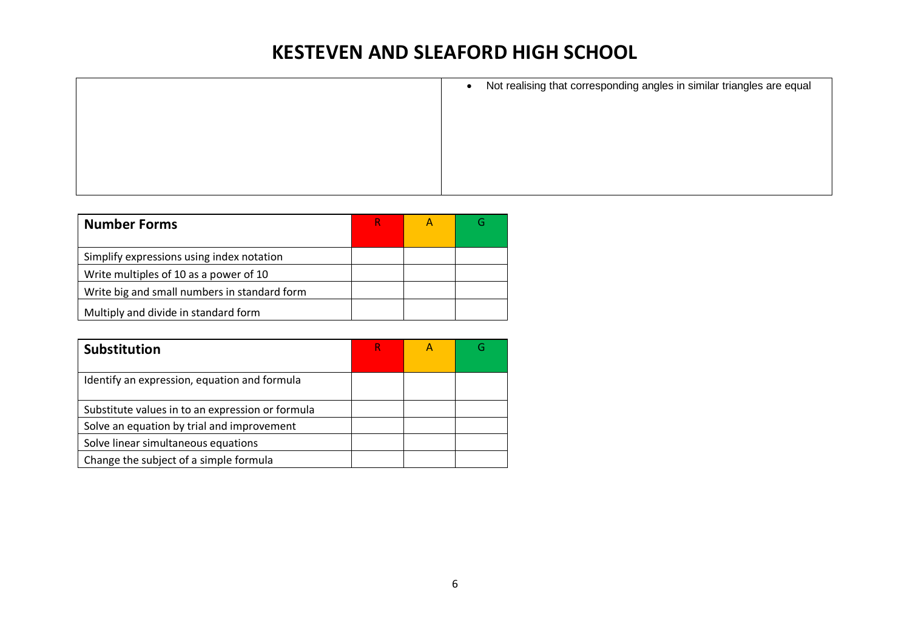# KESTEVEN AND SLEAFORD HIGH SCHOOL

| | |
|---|---|
| | • Not realising that corresponding angles in similar triangles are equal |

| Number Forms | R | A | G |
|---|---|---|---|
| Simplify expressions using index notation | | | |
| Write multiples of 10 as a power of 10 | | | |
| Write big and small numbers in standard form | | | |
| Multiply and divide in standard form | | | |

| Substitution | R | A | G |
|---|---|---|---|
| Identify an expression, equation and formula | | | |
| Substitute values in to an expression or formula | | | |
| Solve an equation by trial and improvement | | | |
| Solve linear simultaneous equations | | | |
| Change the subject of a simple formula | | | |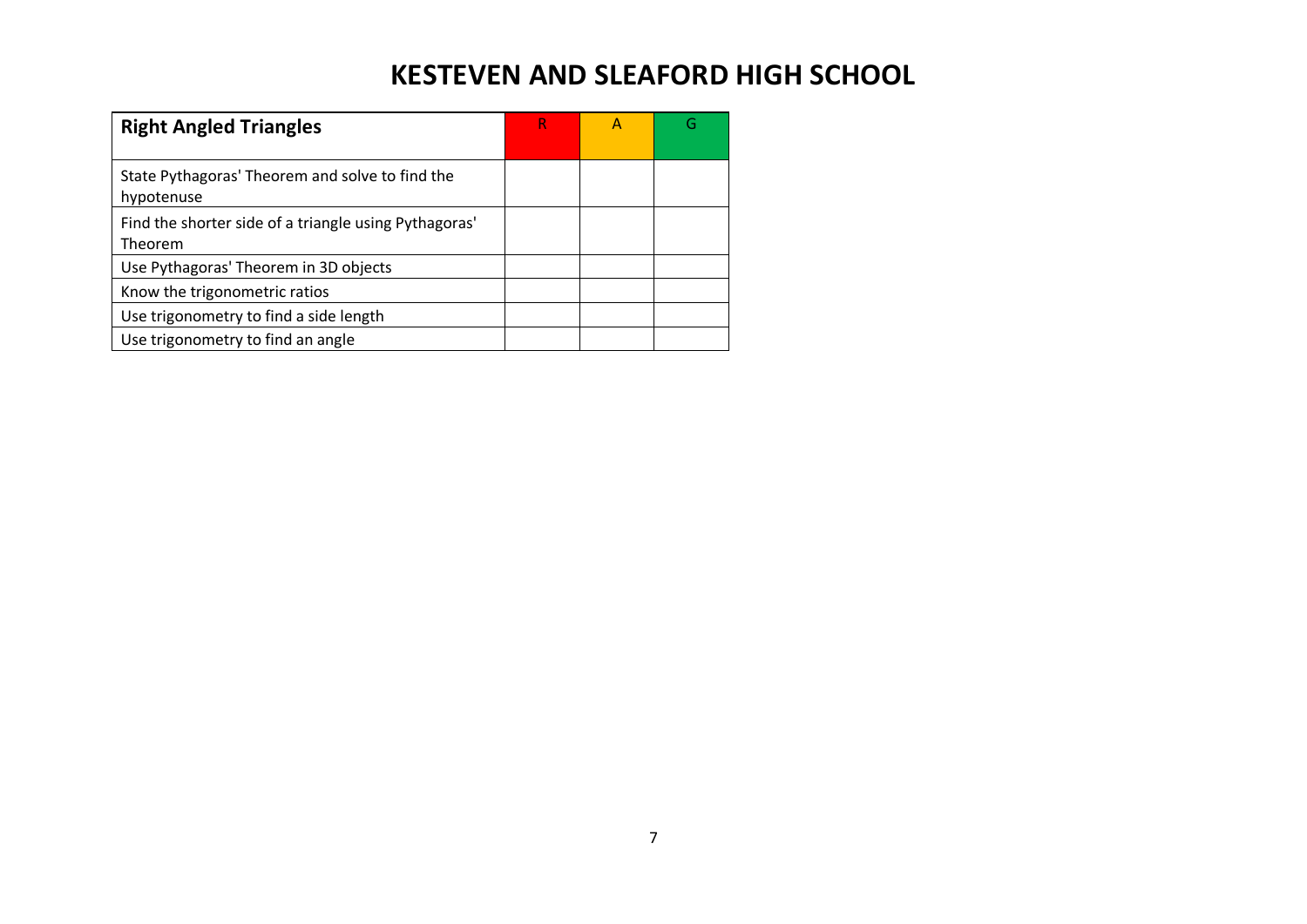# KESTEVEN AND SLEAFORD HIGH SCHOOL

| **Right Angled Triangles** | R | A | G |
|---|---|---|---|
| State Pythagoras' Theorem and solve to find the hypotenuse | | | |
| Find the shorter side of a triangle using Pythagoras' Theorem | | | |
| Use Pythagoras' Theorem in 3D objects | | | |
| Know the trigonometric ratios | | | |
| Use trigonometry to find a side length | | | |
| Use trigonometry to find an angle | | | |